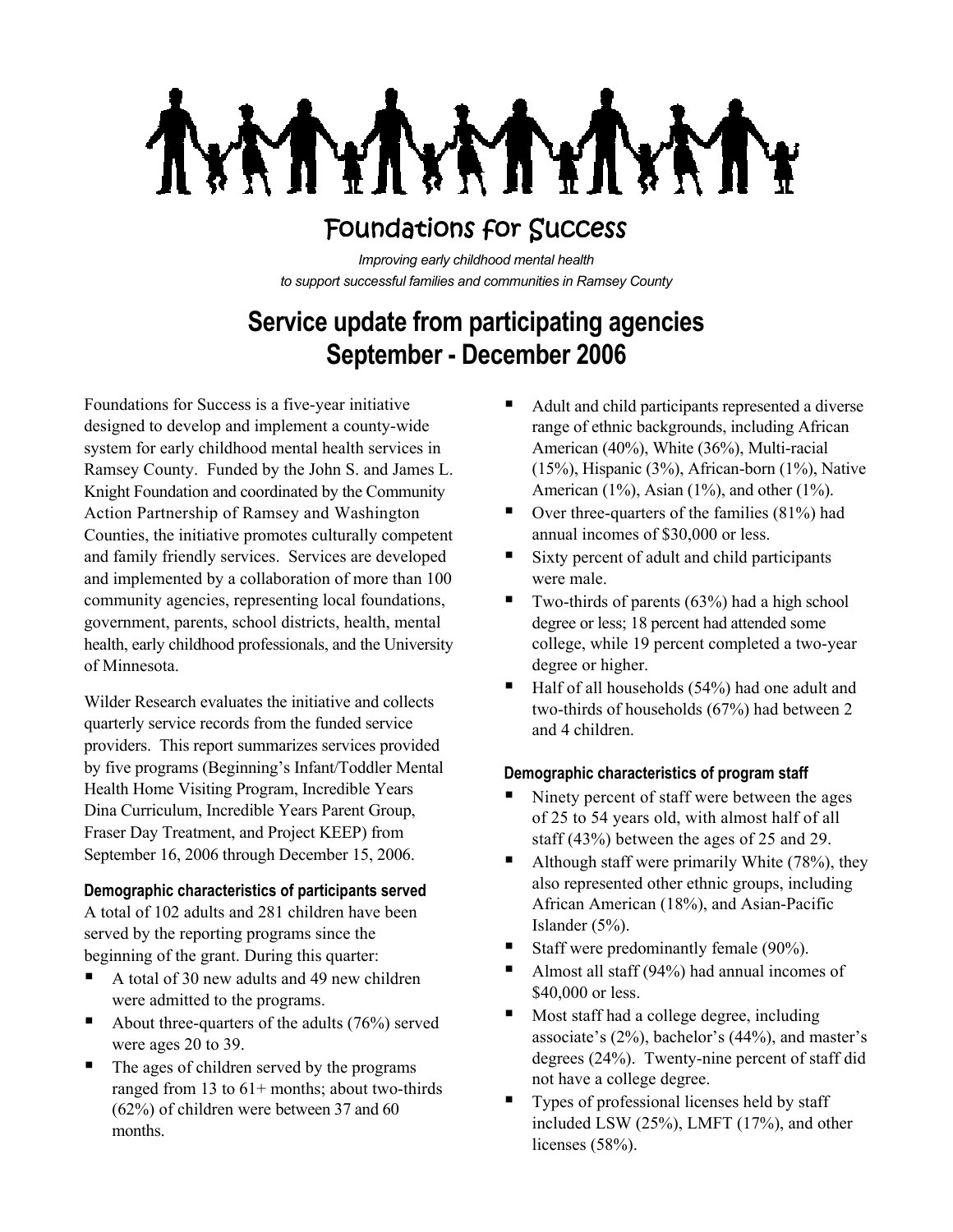# Foundations for Success

*Improving early childhood mental health to support successful families and communities in Ramsey County*

## Service update from participating agencies September - December 2006

Foundations for Success is a five-year initiative designed to develop and implement a county-wide system for early childhood mental health services in Ramsey County. Funded by the John S. and James L. Knight Foundation and coordinated by the Community Action Partnership of Ramsey and Washington Counties, the initiative promotes culturally competent and family friendly services. Services are developed and implemented by a collaboration of more than 100 community agencies, representing local foundations, government, parents, school districts, health, mental health, early childhood professionals, and the University of Minnesota.

Wilder Research evaluates the initiative and collects quarterly service records from the funded service providers. This report summarizes services provided by five programs (Beginning's Infant/Toddler Mental Health Home Visiting Program, Incredible Years Dina Curriculum, Incredible Years Parent Group, Fraser Day Treatment, and Project KEEP) from September 16, 2006 through December 15, 2006.

### Demographic characteristics of participants served

A total of 102 adults and 281 children have been served by the reporting programs since the beginning of the grant. During this quarter:

- A total of 30 new adults and 49 new children were admitted to the programs.
- About three-quarters of the adults (76%) served were ages 20 to 39.
- The ages of children served by the programs ranged from 13 to 61+ months; about two-thirds (62%) of children were between 37 and 60 months.
- Adult and child participants represented a diverse range of ethnic backgrounds, including African American (40%), White (36%), Multi-racial (15%), Hispanic (3%), African-born (1%), Native American (1%), Asian (1%), and other (1%).
- Over three-quarters of the families (81%) had annual incomes of $30,000 or less.
- Sixty percent of adult and child participants were male.
- Two-thirds of parents (63%) had a high school degree or less; 18 percent had attended some college, while 19 percent completed a two-year degree or higher.
- Half of all households (54%) had one adult and two-thirds of households (67%) had between 2 and 4 children.

### Demographic characteristics of program staff

- Ninety percent of staff were between the ages of 25 to 54 years old, with almost half of all staff (43%) between the ages of 25 and 29.
- Although staff were primarily White (78%), they also represented other ethnic groups, including African American (18%), and Asian-Pacific Islander (5%).
- Staff were predominantly female (90%).
- Almost all staff (94%) had annual incomes of $40,000 or less.
- Most staff had a college degree, including associate's (2%), bachelor's (44%), and master's degrees (24%). Twenty-nine percent of staff did not have a college degree.
- Types of professional licenses held by staff included LSW (25%), LMFT (17%), and other licenses (58%).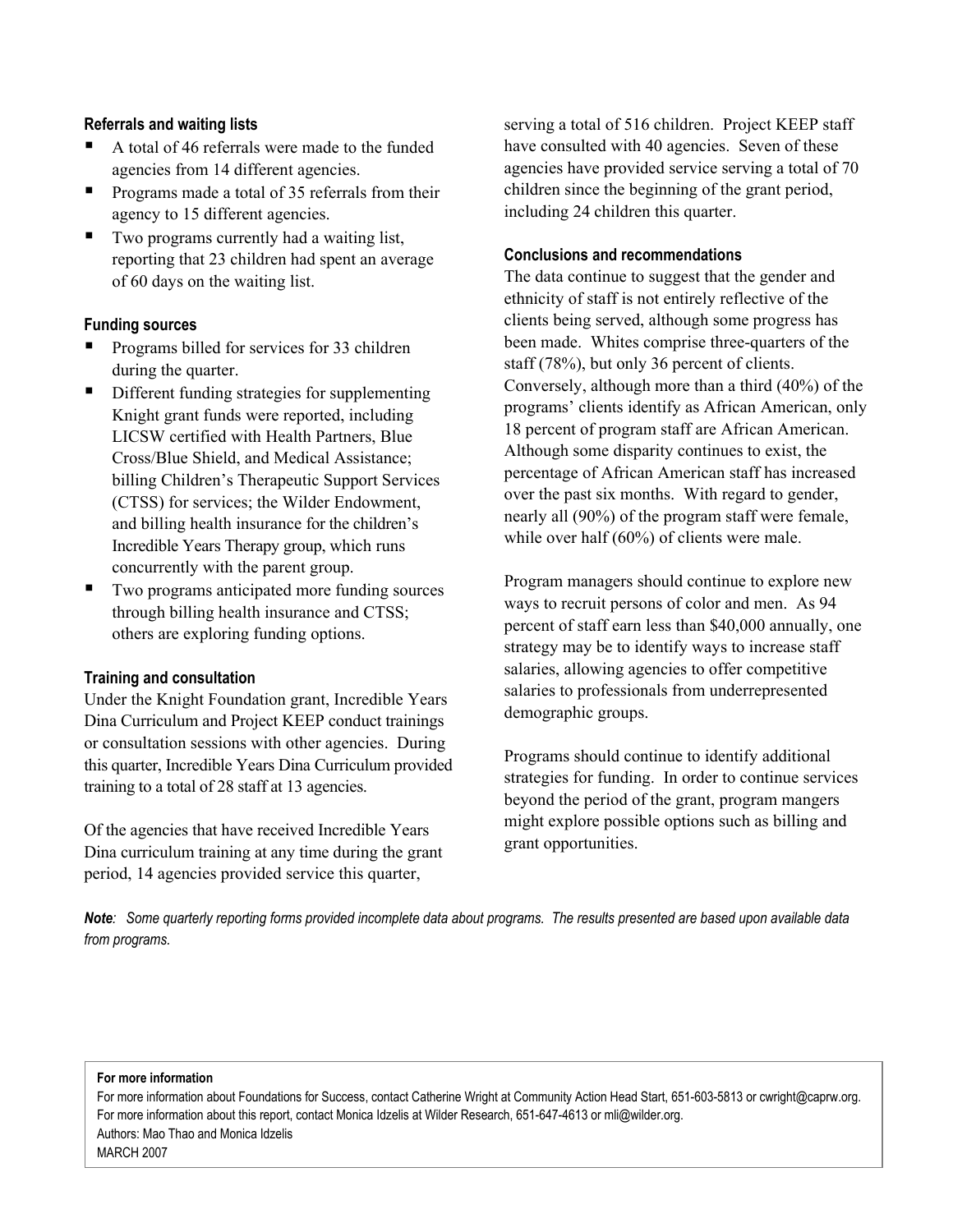### Referrals and waiting lists

- A total of 46 referrals were made to the funded agencies from 14 different agencies.
- Programs made a total of 35 referrals from their agency to 15 different agencies.
- Two programs currently had a waiting list, reporting that 23 children had spent an average of 60 days on the waiting list.

### Funding sources

- Programs billed for services for 33 children during the quarter.
- Different funding strategies for supplementing Knight grant funds were reported, including LICSW certified with Health Partners, Blue Cross/Blue Shield, and Medical Assistance; billing Children's Therapeutic Support Services (CTSS) for services; the Wilder Endowment, and billing health insurance for the children's Incredible Years Therapy group, which runs concurrently with the parent group.
- Two programs anticipated more funding sources through billing health insurance and CTSS; others are exploring funding options.

### Training and consultation

Under the Knight Foundation grant, Incredible Years Dina Curriculum and Project KEEP conduct trainings or consultation sessions with other agencies. During this quarter, Incredible Years Dina Curriculum provided training to a total of 28 staff at 13 agencies.

Of the agencies that have received Incredible Years Dina curriculum training at any time during the grant period, 14 agencies provided service this quarter, serving a total of 516 children. Project KEEP staff have consulted with 40 agencies. Seven of these agencies have provided service serving a total of 70 children since the beginning of the grant period, including 24 children this quarter.

### Conclusions and recommendations

The data continue to suggest that the gender and ethnicity of staff is not entirely reflective of the clients being served, although some progress has been made. Whites comprise three-quarters of the staff (78%), but only 36 percent of clients. Conversely, although more than a third (40%) of the programs' clients identify as African American, only 18 percent of program staff are African American. Although some disparity continues to exist, the percentage of African American staff has increased over the past six months. With regard to gender, nearly all (90%) of the program staff were female, while over half (60%) of clients were male.

Program managers should continue to explore new ways to recruit persons of color and men. As 94 percent of staff earn less than $40,000 annually, one strategy may be to identify ways to increase staff salaries, allowing agencies to offer competitive salaries to professionals from underrepresented demographic groups.

Programs should continue to identify additional strategies for funding. In order to continue services beyond the period of the grant, program mangers might explore possible options such as billing and grant opportunities.

***Note**: Some quarterly reporting forms provided incomplete data about programs. The results presented are based upon available data from programs.*

**For more information**

For more information about Foundations for Success, contact Catherine Wright at Community Action Head Start, 651-603-5813 or cwright@caprw.org.
For more information about this report, contact Monica Idzelis at Wilder Research, 651-647-4613 or mli@wilder.org.
Authors: Mao Thao and Monica Idzelis
MARCH 2007